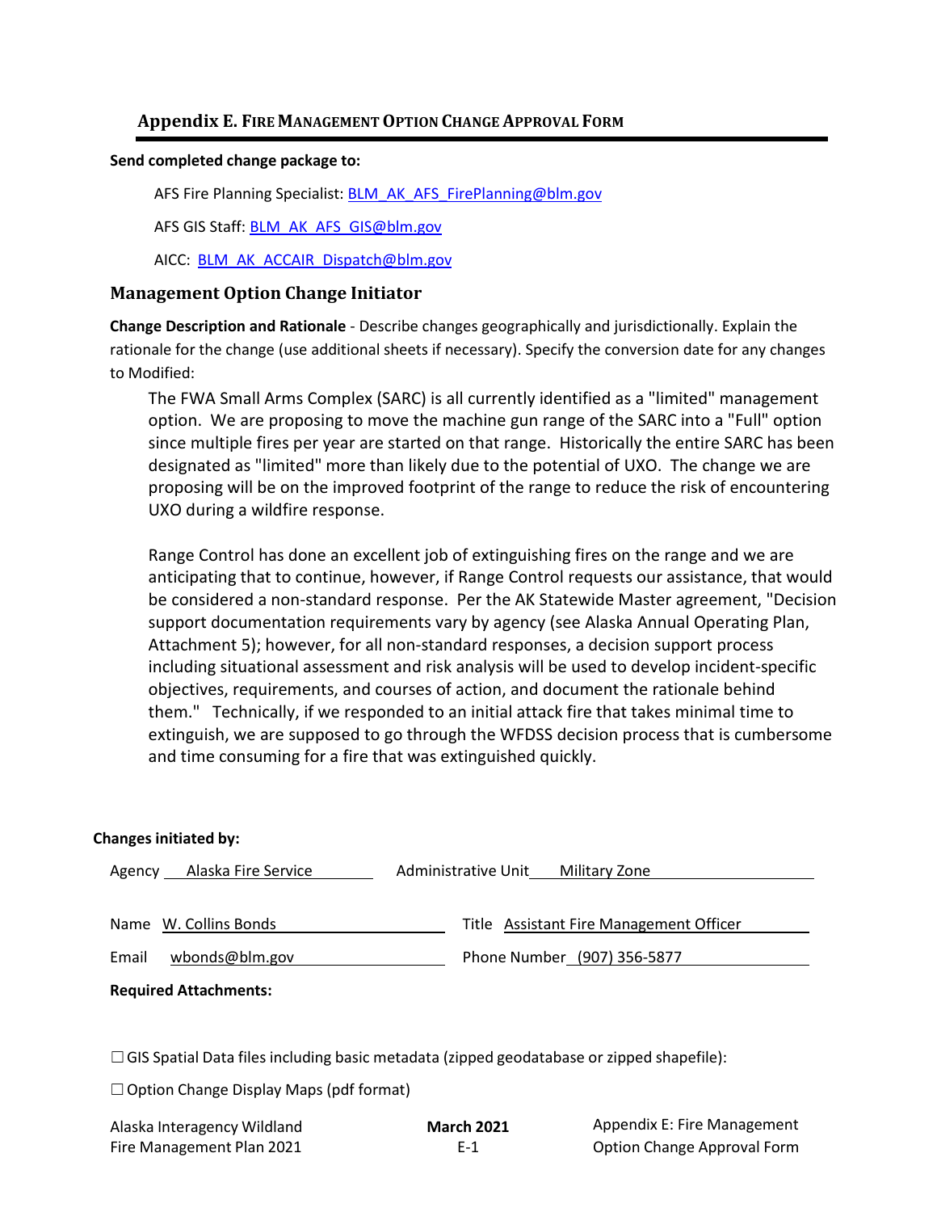## Appendix E. Fire Management Option Change Approval Form

**Send completed change package to:**

AFS Fire Planning Specialist: BLM_AK_AFS_FirePlanning@blm.gov

AFS GIS Staff: BLM_AK_AFS_GIS@blm.gov

AICC: BLM_AK_ACCAIR_Dispatch@blm.gov

### Management Option Change Initiator

**Change Description and Rationale** - Describe changes geographically and jurisdictionally. Explain the rationale for the change (use additional sheets if necessary). Specify the conversion date for any changes to Modified:

The FWA Small Arms Complex (SARC) is all currently identified as a "limited" management option. We are proposing to move the machine gun range of the SARC into a "Full" option since multiple fires per year are started on that range. Historically the entire SARC has been designated as "limited" more than likely due to the potential of UXO. The change we are proposing will be on the improved footprint of the range to reduce the risk of encountering UXO during a wildfire response.

Range Control has done an excellent job of extinguishing fires on the range and we are anticipating that to continue, however, if Range Control requests our assistance, that would be considered a non-standard response. Per the AK Statewide Master agreement, "Decision support documentation requirements vary by agency (see Alaska Annual Operating Plan, Attachment 5); however, for all non-standard responses, a decision support process including situational assessment and risk analysis will be used to develop incident-specific objectives, requirements, and courses of action, and document the rationale behind them." Technically, if we responded to an initial attack fire that takes minimal time to extinguish, we are supposed to go through the WFDSS decision process that is cumbersome and time consuming for a fire that was extinguished quickly.

**Changes initiated by:**

Agency: Alaska Fire Service　　Administrative Unit: Military Zone

Name: W. Collins Bonds　　Title: Assistant Fire Management Officer

Email: wbonds@blm.gov　　Phone Number: (907) 356-5877

**Required Attachments:**

☐ GIS Spatial Data files including basic metadata (zipped geodatabase or zipped shapefile):

☐ Option Change Display Maps (pdf format)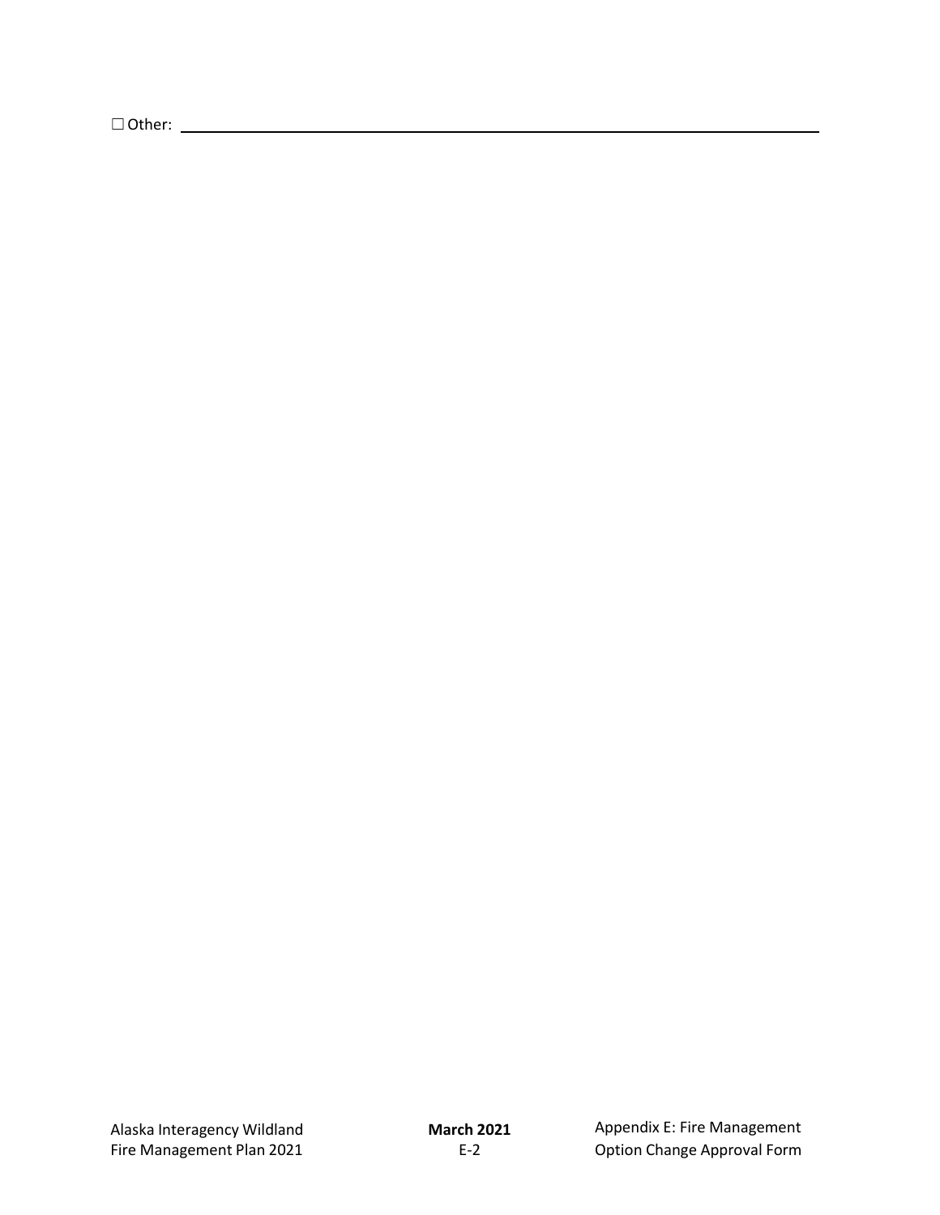☐ Other: ______________________________________________________________________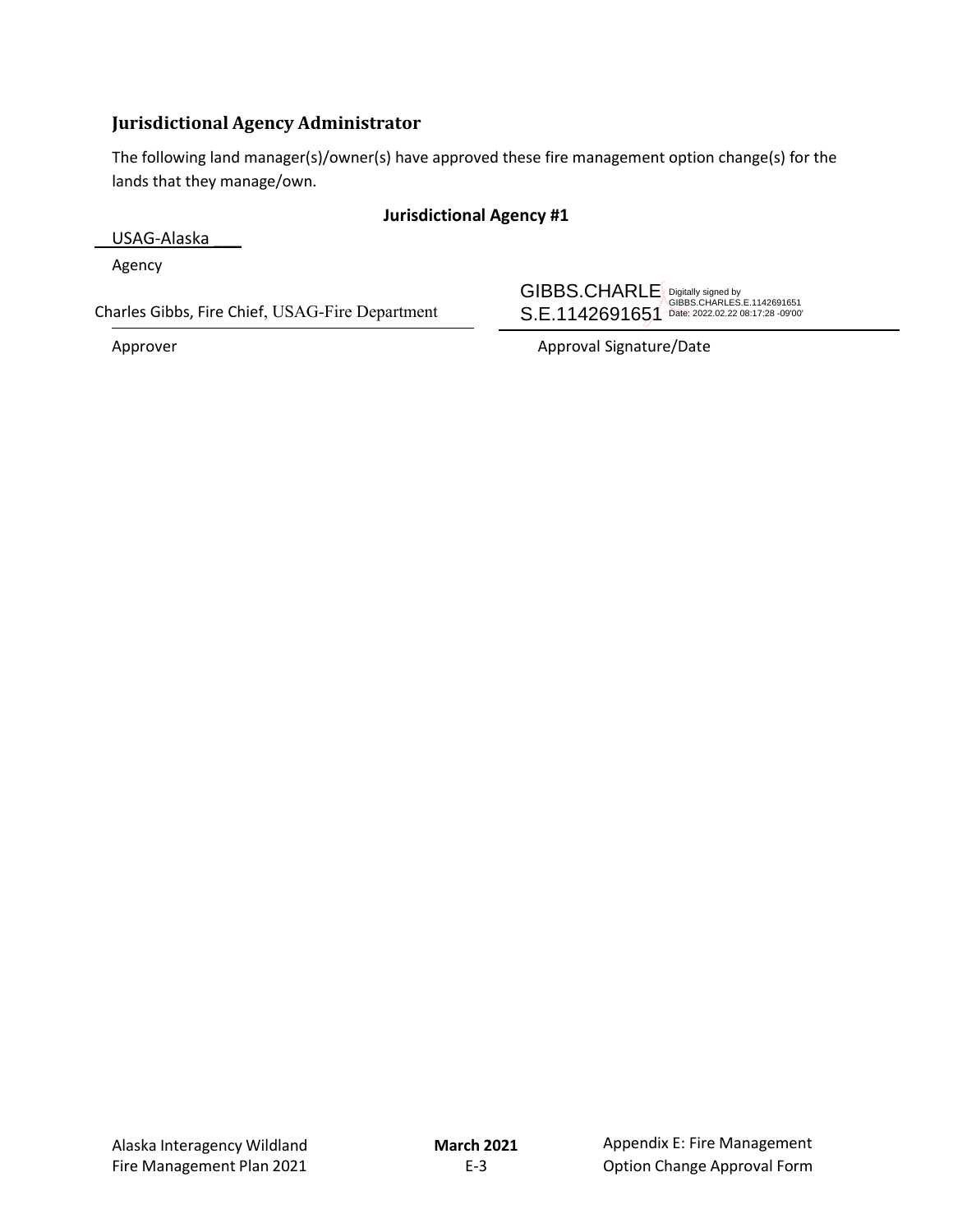## Jurisdictional Agency Administrator

The following land manager(s)/owner(s) have approved these fire management option change(s) for the lands that they manage/own.

**Jurisdictional Agency #1**

USAG-Alaska

Agency

| Charles Gibbs, Fire Chief, USAG-Fire Department | GIBBS.CHARLES.E.1142691651 Digitally signed by GIBBS.CHARLES.E.1142691651 Date: 2022.02.22 08:17:28 -09'00' |
| --- | --- |
| Approver | Approval Signature/Date |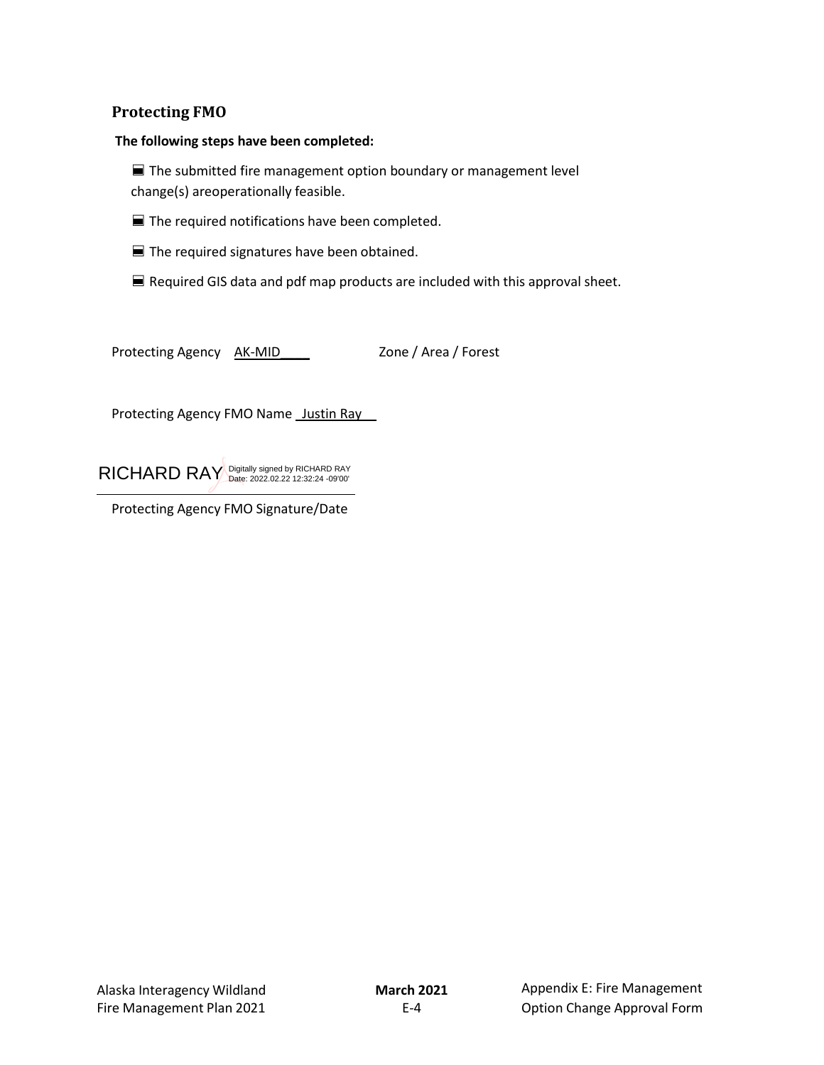## Protecting FMO

**The following steps have been completed:**

- ■ The submitted fire management option boundary or management level change(s) areoperationally feasible.
- ■ The required notifications have been completed.
- ■ The required signatures have been obtained.
- ■ Required GIS data and pdf map products are included with this approval sheet.

Protecting Agency AK-MID____ Zone / Area / Forest

Protecting Agency FMO Name Justin Ray

RICHARD RAY Digitally signed by RICHARD RAY Date: 2022.02.22 12:32:24 -09'00'

Protecting Agency FMO Signature/Date